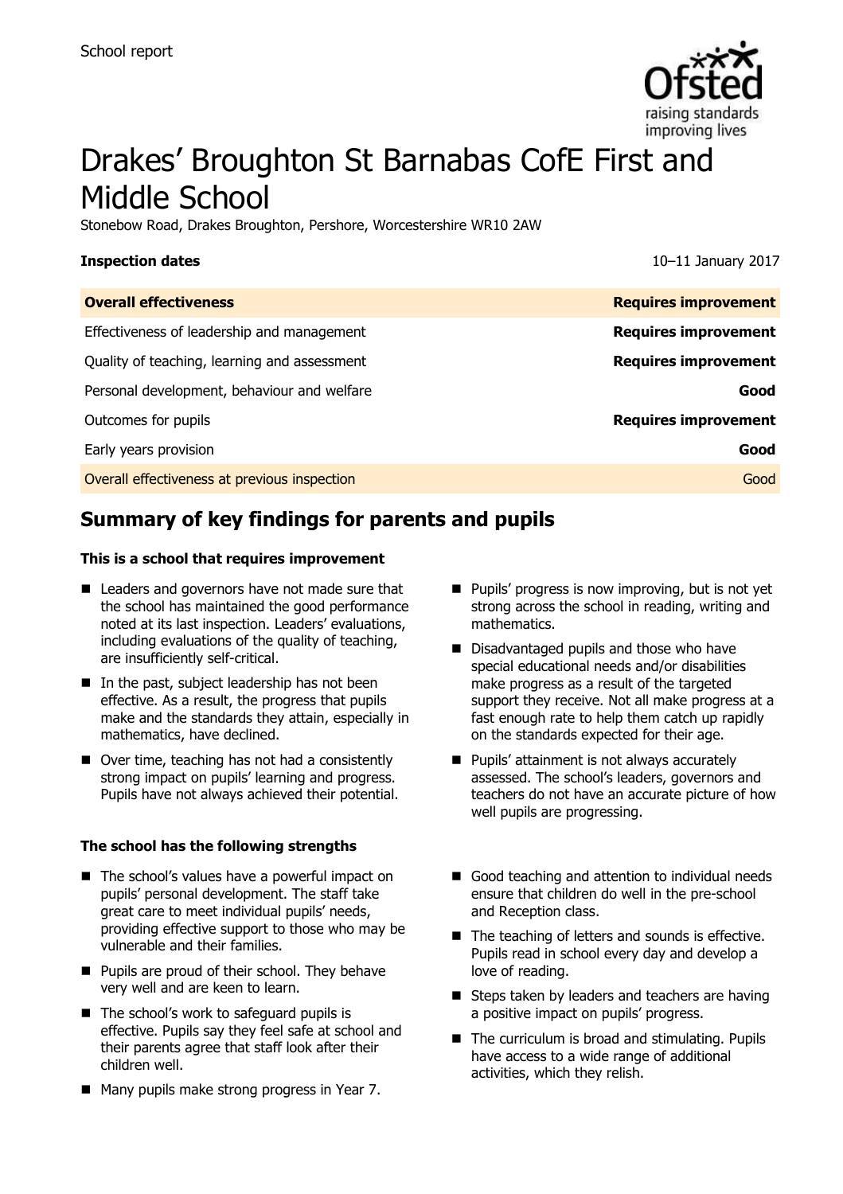School report

# Drakes' Broughton St Barnabas CofE First and Middle School

Stonebow Road, Drakes Broughton, Pershore, Worcestershire WR10 2AW

**Inspection dates** 10–11 January 2017

| **Overall effectiveness** | **Requires improvement** |
|---|---|
| Effectiveness of leadership and management | **Requires improvement** |
| Quality of teaching, learning and assessment | **Requires improvement** |
| Personal development, behaviour and welfare | **Good** |
| Outcomes for pupils | **Requires improvement** |
| Early years provision | **Good** |
| Overall effectiveness at previous inspection | Good |

## Summary of key findings for parents and pupils

### This is a school that requires improvement

- Leaders and governors have not made sure that the school has maintained the good performance noted at its last inspection. Leaders' evaluations, including evaluations of the quality of teaching, are insufficiently self-critical.
- In the past, subject leadership has not been effective. As a result, the progress that pupils make and the standards they attain, especially in mathematics, have declined.
- Over time, teaching has not had a consistently strong impact on pupils' learning and progress. Pupils have not always achieved their potential.
- Pupils' progress is now improving, but is not yet strong across the school in reading, writing and mathematics.
- Disadvantaged pupils and those who have special educational needs and/or disabilities make progress as a result of the targeted support they receive. Not all make progress at a fast enough rate to help them catch up rapidly on the standards expected for their age.
- Pupils' attainment is not always accurately assessed. The school's leaders, governors and teachers do not have an accurate picture of how well pupils are progressing.

### The school has the following strengths

- The school's values have a powerful impact on pupils' personal development. The staff take great care to meet individual pupils' needs, providing effective support to those who may be vulnerable and their families.
- Pupils are proud of their school. They behave very well and are keen to learn.
- The school's work to safeguard pupils is effective. Pupils say they feel safe at school and their parents agree that staff look after their children well.
- Many pupils make strong progress in Year 7.
- Good teaching and attention to individual needs ensure that children do well in the pre-school and Reception class.
- The teaching of letters and sounds is effective. Pupils read in school every day and develop a love of reading.
- Steps taken by leaders and teachers are having a positive impact on pupils' progress.
- The curriculum is broad and stimulating. Pupils have access to a wide range of additional activities, which they relish.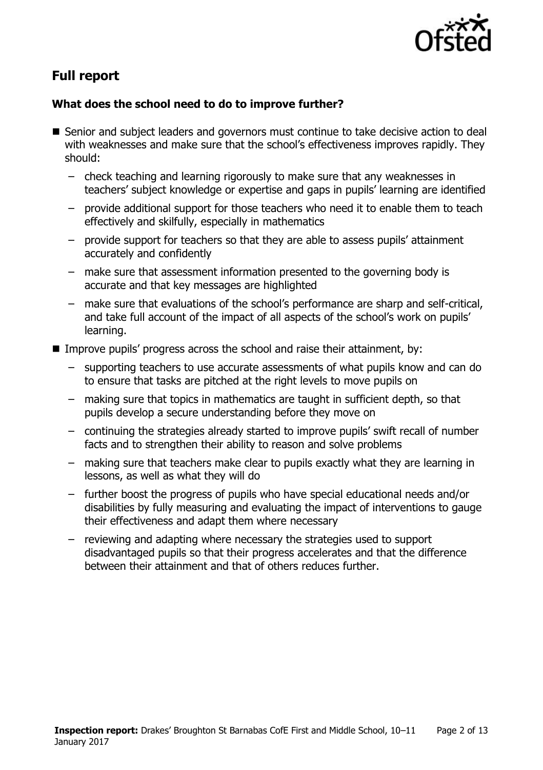## Full report

### What does the school need to do to improve further?

- Senior and subject leaders and governors must continue to take decisive action to deal with weaknesses and make sure that the school's effectiveness improves rapidly. They should:
  - check teaching and learning rigorously to make sure that any weaknesses in teachers' subject knowledge or expertise and gaps in pupils' learning are identified
  - provide additional support for those teachers who need it to enable them to teach effectively and skilfully, especially in mathematics
  - provide support for teachers so that they are able to assess pupils' attainment accurately and confidently
  - make sure that assessment information presented to the governing body is accurate and that key messages are highlighted
  - make sure that evaluations of the school's performance are sharp and self-critical, and take full account of the impact of all aspects of the school's work on pupils' learning.
- Improve pupils' progress across the school and raise their attainment, by:
  - supporting teachers to use accurate assessments of what pupils know and can do to ensure that tasks are pitched at the right levels to move pupils on
  - making sure that topics in mathematics are taught in sufficient depth, so that pupils develop a secure understanding before they move on
  - continuing the strategies already started to improve pupils' swift recall of number facts and to strengthen their ability to reason and solve problems
  - making sure that teachers make clear to pupils exactly what they are learning in lessons, as well as what they will do
  - further boost the progress of pupils who have special educational needs and/or disabilities by fully measuring and evaluating the impact of interventions to gauge their effectiveness and adapt them where necessary
  - reviewing and adapting where necessary the strategies used to support disadvantaged pupils so that their progress accelerates and that the difference between their attainment and that of others reduces further.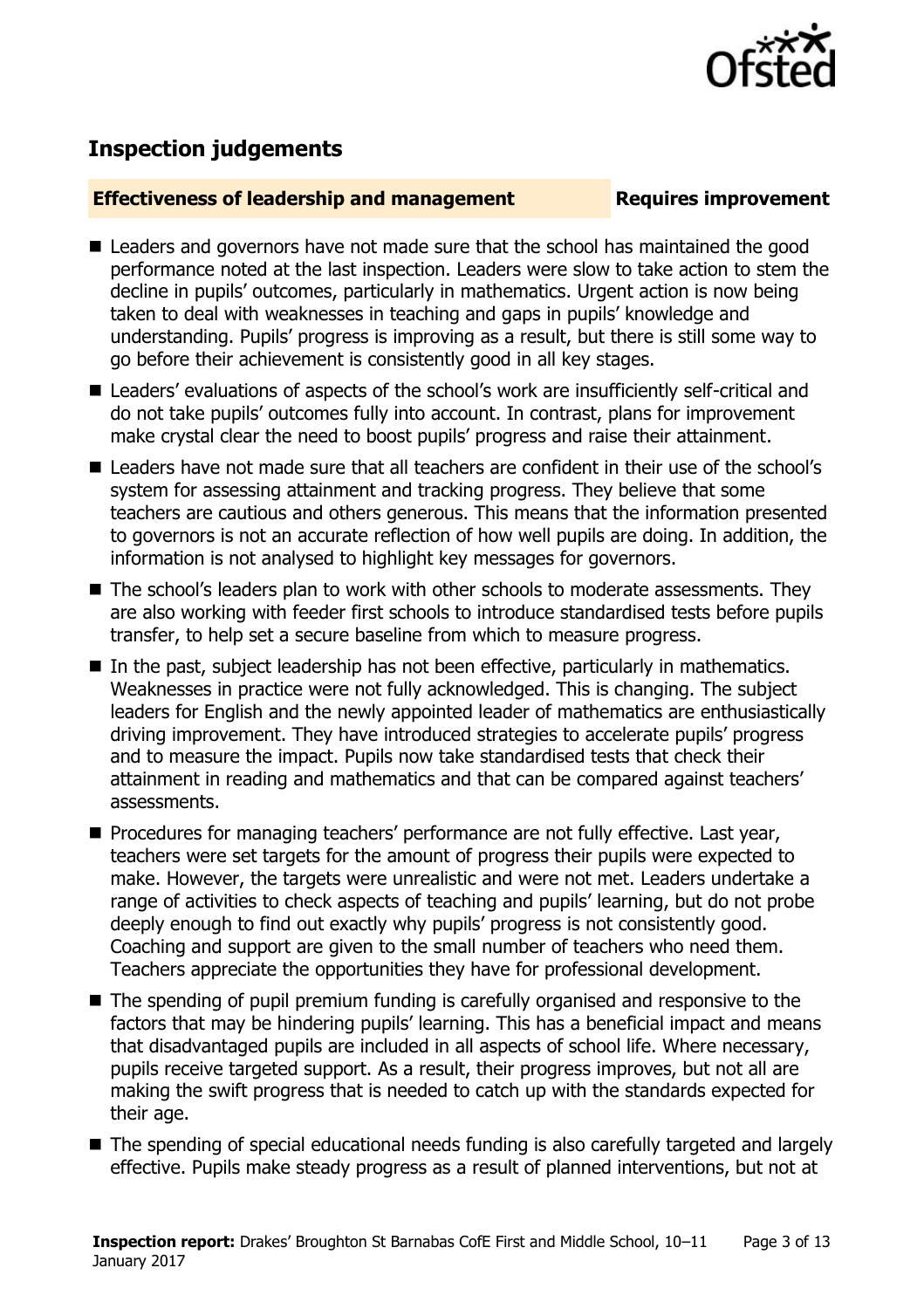## Inspection judgements

**Effectiveness of leadership and management** **Requires improvement**

- Leaders and governors have not made sure that the school has maintained the good performance noted at the last inspection. Leaders were slow to take action to stem the decline in pupils' outcomes, particularly in mathematics. Urgent action is now being taken to deal with weaknesses in teaching and gaps in pupils' knowledge and understanding. Pupils' progress is improving as a result, but there is still some way to go before their achievement is consistently good in all key stages.
- Leaders' evaluations of aspects of the school's work are insufficiently self-critical and do not take pupils' outcomes fully into account. In contrast, plans for improvement make crystal clear the need to boost pupils' progress and raise their attainment.
- Leaders have not made sure that all teachers are confident in their use of the school's system for assessing attainment and tracking progress. They believe that some teachers are cautious and others generous. This means that the information presented to governors is not an accurate reflection of how well pupils are doing. In addition, the information is not analysed to highlight key messages for governors.
- The school's leaders plan to work with other schools to moderate assessments. They are also working with feeder first schools to introduce standardised tests before pupils transfer, to help set a secure baseline from which to measure progress.
- In the past, subject leadership has not been effective, particularly in mathematics. Weaknesses in practice were not fully acknowledged. This is changing. The subject leaders for English and the newly appointed leader of mathematics are enthusiastically driving improvement. They have introduced strategies to accelerate pupils' progress and to measure the impact. Pupils now take standardised tests that check their attainment in reading and mathematics and that can be compared against teachers' assessments.
- Procedures for managing teachers' performance are not fully effective. Last year, teachers were set targets for the amount of progress their pupils were expected to make. However, the targets were unrealistic and were not met. Leaders undertake a range of activities to check aspects of teaching and pupils' learning, but do not probe deeply enough to find out exactly why pupils' progress is not consistently good. Coaching and support are given to the small number of teachers who need them. Teachers appreciate the opportunities they have for professional development.
- The spending of pupil premium funding is carefully organised and responsive to the factors that may be hindering pupils' learning. This has a beneficial impact and means that disadvantaged pupils are included in all aspects of school life. Where necessary, pupils receive targeted support. As a result, their progress improves, but not all are making the swift progress that is needed to catch up with the standards expected for their age.
- The spending of special educational needs funding is also carefully targeted and largely effective. Pupils make steady progress as a result of planned interventions, but not at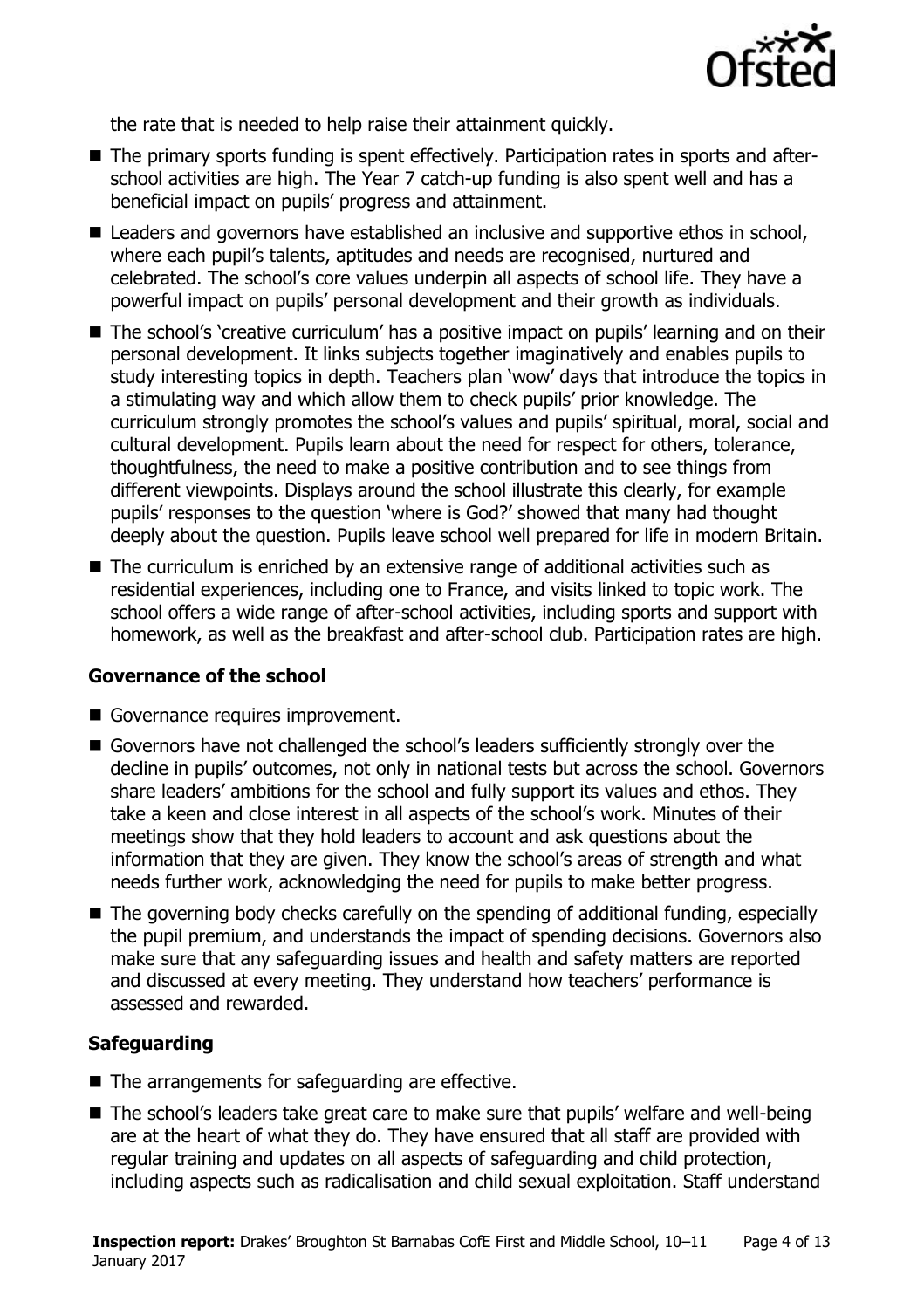the rate that is needed to help raise their attainment quickly.

- The primary sports funding is spent effectively. Participation rates in sports and after-school activities are high. The Year 7 catch-up funding is also spent well and has a beneficial impact on pupils' progress and attainment.
- Leaders and governors have established an inclusive and supportive ethos in school, where each pupil's talents, aptitudes and needs are recognised, nurtured and celebrated. The school's core values underpin all aspects of school life. They have a powerful impact on pupils' personal development and their growth as individuals.
- The school's 'creative curriculum' has a positive impact on pupils' learning and on their personal development. It links subjects together imaginatively and enables pupils to study interesting topics in depth. Teachers plan 'wow' days that introduce the topics in a stimulating way and which allow them to check pupils' prior knowledge. The curriculum strongly promotes the school's values and pupils' spiritual, moral, social and cultural development. Pupils learn about the need for respect for others, tolerance, thoughtfulness, the need to make a positive contribution and to see things from different viewpoints. Displays around the school illustrate this clearly, for example pupils' responses to the question 'where is God?' showed that many had thought deeply about the question. Pupils leave school well prepared for life in modern Britain.
- The curriculum is enriched by an extensive range of additional activities such as residential experiences, including one to France, and visits linked to topic work. The school offers a wide range of after-school activities, including sports and support with homework, as well as the breakfast and after-school club. Participation rates are high.

### Governance of the school

- Governance requires improvement.
- Governors have not challenged the school's leaders sufficiently strongly over the decline in pupils' outcomes, not only in national tests but across the school. Governors share leaders' ambitions for the school and fully support its values and ethos. They take a keen and close interest in all aspects of the school's work. Minutes of their meetings show that they hold leaders to account and ask questions about the information that they are given. They know the school's areas of strength and what needs further work, acknowledging the need for pupils to make better progress.
- The governing body checks carefully on the spending of additional funding, especially the pupil premium, and understands the impact of spending decisions. Governors also make sure that any safeguarding issues and health and safety matters are reported and discussed at every meeting. They understand how teachers' performance is assessed and rewarded.

### Safeguarding

- The arrangements for safeguarding are effective.
- The school's leaders take great care to make sure that pupils' welfare and well-being are at the heart of what they do. They have ensured that all staff are provided with regular training and updates on all aspects of safeguarding and child protection, including aspects such as radicalisation and child sexual exploitation. Staff understand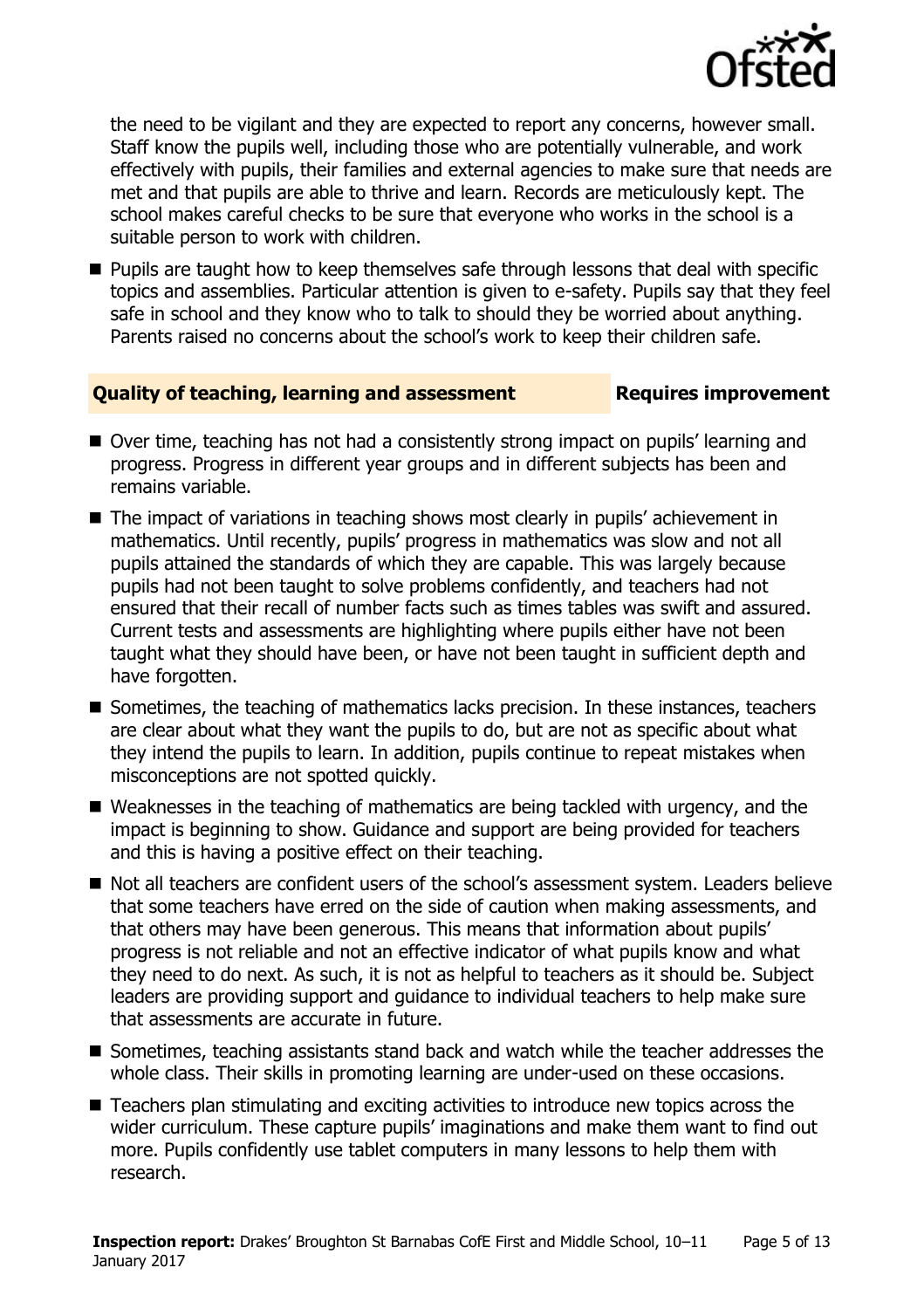the need to be vigilant and they are expected to report any concerns, however small. Staff know the pupils well, including those who are potentially vulnerable, and work effectively with pupils, their families and external agencies to make sure that needs are met and that pupils are able to thrive and learn. Records are meticulously kept. The school makes careful checks to be sure that everyone who works in the school is a suitable person to work with children.

- Pupils are taught how to keep themselves safe through lessons that deal with specific topics and assemblies. Particular attention is given to e-safety. Pupils say that they feel safe in school and they know who to talk to should they be worried about anything. Parents raised no concerns about the school's work to keep their children safe.

### Quality of teaching, learning and assessment — Requires improvement

- Over time, teaching has not had a consistently strong impact on pupils' learning and progress. Progress in different year groups and in different subjects has been and remains variable.
- The impact of variations in teaching shows most clearly in pupils' achievement in mathematics. Until recently, pupils' progress in mathematics was slow and not all pupils attained the standards of which they are capable. This was largely because pupils had not been taught to solve problems confidently, and teachers had not ensured that their recall of number facts such as times tables was swift and assured. Current tests and assessments are highlighting where pupils either have not been taught what they should have been, or have not been taught in sufficient depth and have forgotten.
- Sometimes, the teaching of mathematics lacks precision. In these instances, teachers are clear about what they want the pupils to do, but are not as specific about what they intend the pupils to learn. In addition, pupils continue to repeat mistakes when misconceptions are not spotted quickly.
- Weaknesses in the teaching of mathematics are being tackled with urgency, and the impact is beginning to show. Guidance and support are being provided for teachers and this is having a positive effect on their teaching.
- Not all teachers are confident users of the school's assessment system. Leaders believe that some teachers have erred on the side of caution when making assessments, and that others may have been generous. This means that information about pupils' progress is not reliable and not an effective indicator of what pupils know and what they need to do next. As such, it is not as helpful to teachers as it should be. Subject leaders are providing support and guidance to individual teachers to help make sure that assessments are accurate in future.
- Sometimes, teaching assistants stand back and watch while the teacher addresses the whole class. Their skills in promoting learning are under-used on these occasions.
- Teachers plan stimulating and exciting activities to introduce new topics across the wider curriculum. These capture pupils' imaginations and make them want to find out more. Pupils confidently use tablet computers in many lessons to help them with research.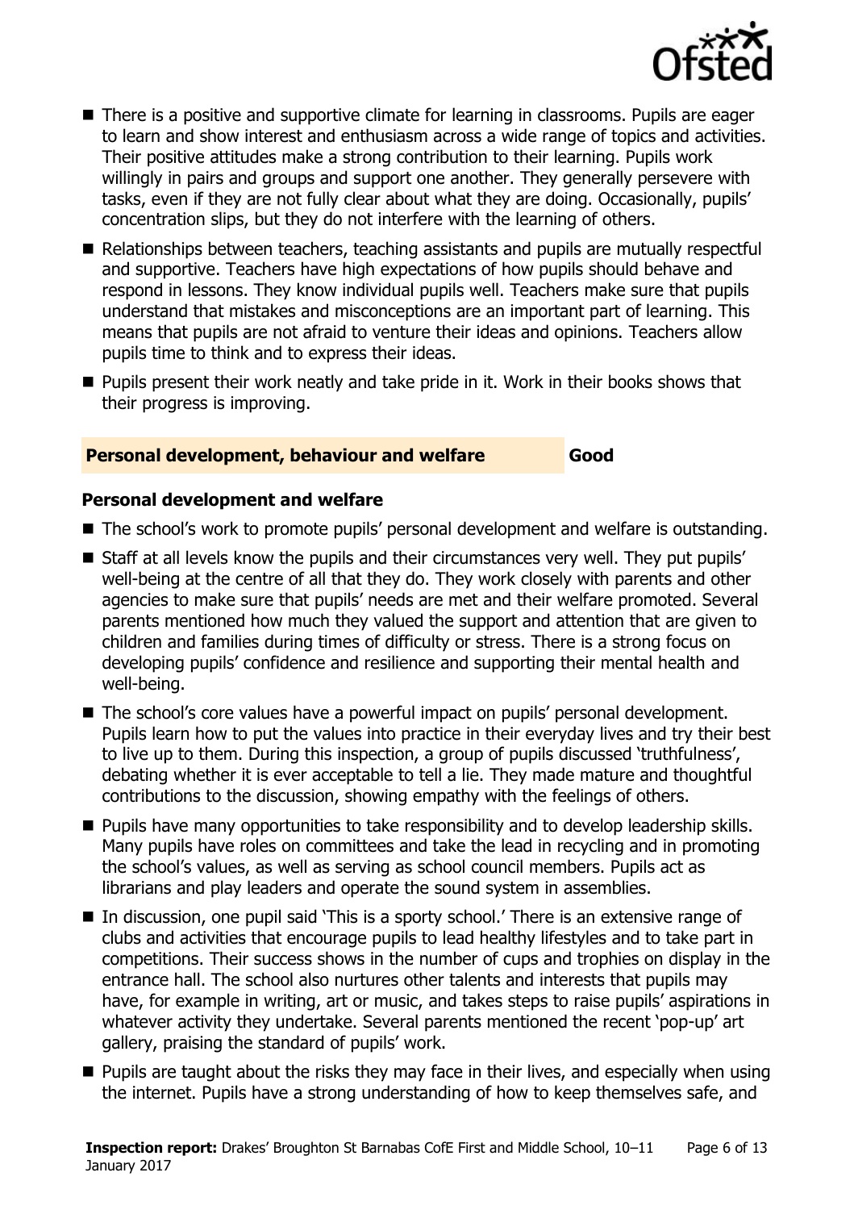- There is a positive and supportive climate for learning in classrooms. Pupils are eager to learn and show interest and enthusiasm across a wide range of topics and activities. Their positive attitudes make a strong contribution to their learning. Pupils work willingly in pairs and groups and support one another. They generally persevere with tasks, even if they are not fully clear about what they are doing. Occasionally, pupils' concentration slips, but they do not interfere with the learning of others.
- Relationships between teachers, teaching assistants and pupils are mutually respectful and supportive. Teachers have high expectations of how pupils should behave and respond in lessons. They know individual pupils well. Teachers make sure that pupils understand that mistakes and misconceptions are an important part of learning. This means that pupils are not afraid to venture their ideas and opinions. Teachers allow pupils time to think and to express their ideas.
- Pupils present their work neatly and take pride in it. Work in their books shows that their progress is improving.

## Personal development, behaviour and welfare — Good

### Personal development and welfare

- The school's work to promote pupils' personal development and welfare is outstanding.
- Staff at all levels know the pupils and their circumstances very well. They put pupils' well-being at the centre of all that they do. They work closely with parents and other agencies to make sure that pupils' needs are met and their welfare promoted. Several parents mentioned how much they valued the support and attention that are given to children and families during times of difficulty or stress. There is a strong focus on developing pupils' confidence and resilience and supporting their mental health and well-being.
- The school's core values have a powerful impact on pupils' personal development. Pupils learn how to put the values into practice in their everyday lives and try their best to live up to them. During this inspection, a group of pupils discussed 'truthfulness', debating whether it is ever acceptable to tell a lie. They made mature and thoughtful contributions to the discussion, showing empathy with the feelings of others.
- Pupils have many opportunities to take responsibility and to develop leadership skills. Many pupils have roles on committees and take the lead in recycling and in promoting the school's values, as well as serving as school council members. Pupils act as librarians and play leaders and operate the sound system in assemblies.
- In discussion, one pupil said 'This is a sporty school.' There is an extensive range of clubs and activities that encourage pupils to lead healthy lifestyles and to take part in competitions. Their success shows in the number of cups and trophies on display in the entrance hall. The school also nurtures other talents and interests that pupils may have, for example in writing, art or music, and takes steps to raise pupils' aspirations in whatever activity they undertake. Several parents mentioned the recent 'pop-up' art gallery, praising the standard of pupils' work.
- Pupils are taught about the risks they may face in their lives, and especially when using the internet. Pupils have a strong understanding of how to keep themselves safe, and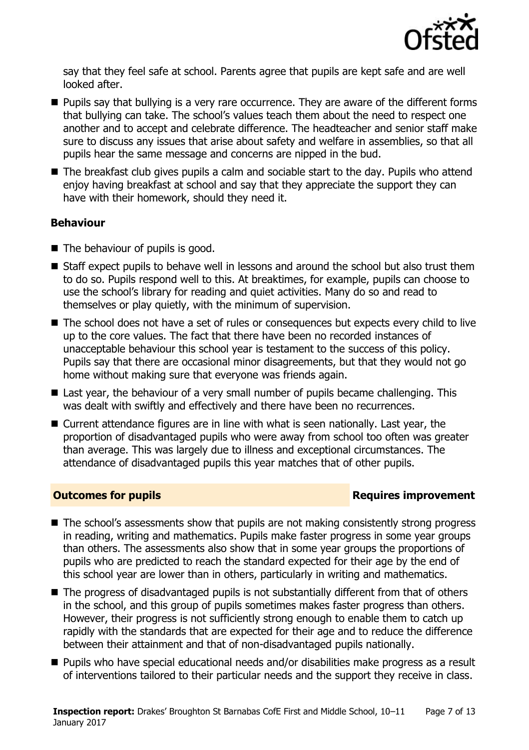say that they feel safe at school. Parents agree that pupils are kept safe and are well looked after.

- Pupils say that bullying is a very rare occurrence. They are aware of the different forms that bullying can take. The school's values teach them about the need to respect one another and to accept and celebrate difference. The headteacher and senior staff make sure to discuss any issues that arise about safety and welfare in assemblies, so that all pupils hear the same message and concerns are nipped in the bud.
- The breakfast club gives pupils a calm and sociable start to the day. Pupils who attend enjoy having breakfast at school and say that they appreciate the support they can have with their homework, should they need it.

### Behaviour

- The behaviour of pupils is good.
- Staff expect pupils to behave well in lessons and around the school but also trust them to do so. Pupils respond well to this. At breaktimes, for example, pupils can choose to use the school's library for reading and quiet activities. Many do so and read to themselves or play quietly, with the minimum of supervision.
- The school does not have a set of rules or consequences but expects every child to live up to the core values. The fact that there have been no recorded instances of unacceptable behaviour this school year is testament to the success of this policy. Pupils say that there are occasional minor disagreements, but that they would not go home without making sure that everyone was friends again.
- Last year, the behaviour of a very small number of pupils became challenging. This was dealt with swiftly and effectively and there have been no recurrences.
- Current attendance figures are in line with what is seen nationally. Last year, the proportion of disadvantaged pupils who were away from school too often was greater than average. This was largely due to illness and exceptional circumstances. The attendance of disadvantaged pupils this year matches that of other pupils.

## Outcomes for pupils — Requires improvement

- The school's assessments show that pupils are not making consistently strong progress in reading, writing and mathematics. Pupils make faster progress in some year groups than others. The assessments also show that in some year groups the proportions of pupils who are predicted to reach the standard expected for their age by the end of this school year are lower than in others, particularly in writing and mathematics.
- The progress of disadvantaged pupils is not substantially different from that of others in the school, and this group of pupils sometimes makes faster progress than others. However, their progress is not sufficiently strong enough to enable them to catch up rapidly with the standards that are expected for their age and to reduce the difference between their attainment and that of non-disadvantaged pupils nationally.
- Pupils who have special educational needs and/or disabilities make progress as a result of interventions tailored to their particular needs and the support they receive in class.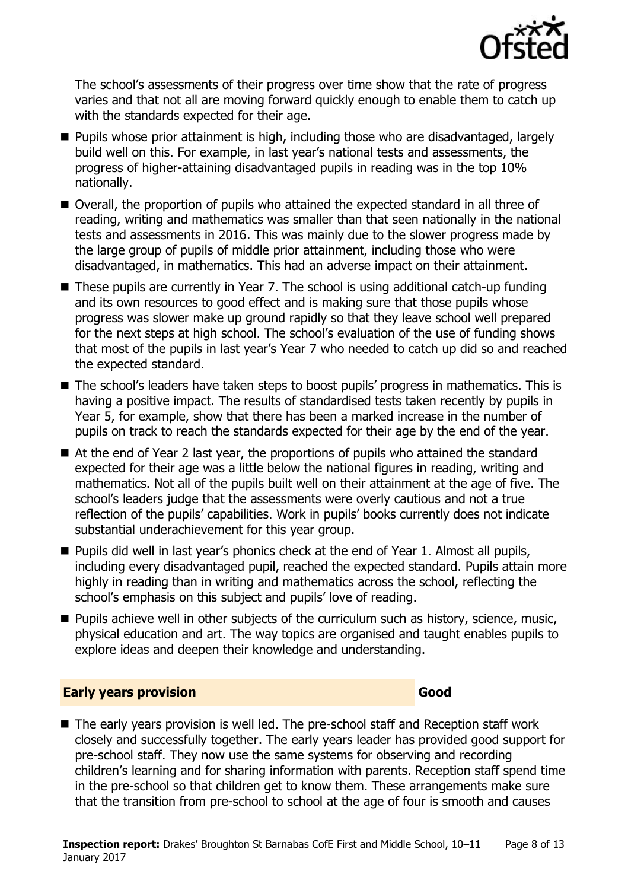The school's assessments of their progress over time show that the rate of progress varies and that not all are moving forward quickly enough to enable them to catch up with the standards expected for their age.

- Pupils whose prior attainment is high, including those who are disadvantaged, largely build well on this. For example, in last year's national tests and assessments, the progress of higher-attaining disadvantaged pupils in reading was in the top 10% nationally.
- Overall, the proportion of pupils who attained the expected standard in all three of reading, writing and mathematics was smaller than that seen nationally in the national tests and assessments in 2016. This was mainly due to the slower progress made by the large group of pupils of middle prior attainment, including those who were disadvantaged, in mathematics. This had an adverse impact on their attainment.
- These pupils are currently in Year 7. The school is using additional catch-up funding and its own resources to good effect and is making sure that those pupils whose progress was slower make up ground rapidly so that they leave school well prepared for the next steps at high school. The school's evaluation of the use of funding shows that most of the pupils in last year's Year 7 who needed to catch up did so and reached the expected standard.
- The school's leaders have taken steps to boost pupils' progress in mathematics. This is having a positive impact. The results of standardised tests taken recently by pupils in Year 5, for example, show that there has been a marked increase in the number of pupils on track to reach the standards expected for their age by the end of the year.
- At the end of Year 2 last year, the proportions of pupils who attained the standard expected for their age was a little below the national figures in reading, writing and mathematics. Not all of the pupils built well on their attainment at the age of five. The school's leaders judge that the assessments were overly cautious and not a true reflection of the pupils' capabilities. Work in pupils' books currently does not indicate substantial underachievement for this year group.
- Pupils did well in last year's phonics check at the end of Year 1. Almost all pupils, including every disadvantaged pupil, reached the expected standard. Pupils attain more highly in reading than in writing and mathematics across the school, reflecting the school's emphasis on this subject and pupils' love of reading.
- Pupils achieve well in other subjects of the curriculum such as history, science, music, physical education and art. The way topics are organised and taught enables pupils to explore ideas and deepen their knowledge and understanding.

## Early years provision — Good

- The early years provision is well led. The pre-school staff and Reception staff work closely and successfully together. The early years leader has provided good support for pre-school staff. They now use the same systems for observing and recording children's learning and for sharing information with parents. Reception staff spend time in the pre-school so that children get to know them. These arrangements make sure that the transition from pre-school to school at the age of four is smooth and causes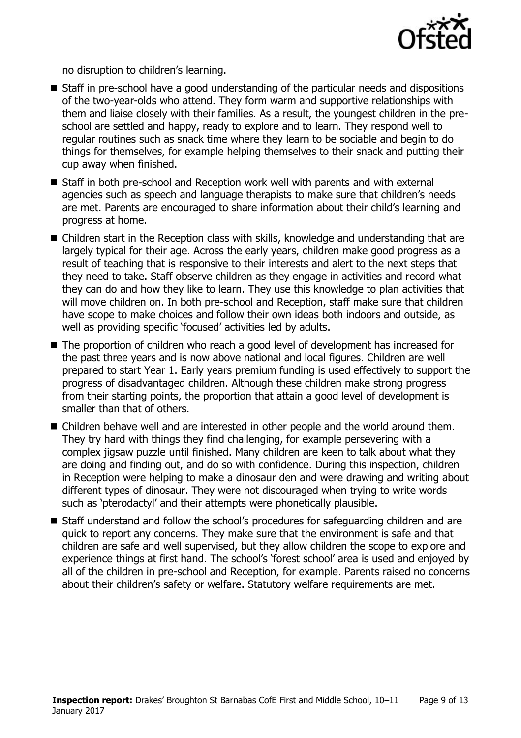no disruption to children's learning.

- Staff in pre-school have a good understanding of the particular needs and dispositions of the two-year-olds who attend. They form warm and supportive relationships with them and liaise closely with their families. As a result, the youngest children in the pre-school are settled and happy, ready to explore and to learn. They respond well to regular routines such as snack time where they learn to be sociable and begin to do things for themselves, for example helping themselves to their snack and putting their cup away when finished.
- Staff in both pre-school and Reception work well with parents and with external agencies such as speech and language therapists to make sure that children's needs are met. Parents are encouraged to share information about their child's learning and progress at home.
- Children start in the Reception class with skills, knowledge and understanding that are largely typical for their age. Across the early years, children make good progress as a result of teaching that is responsive to their interests and alert to the next steps that they need to take. Staff observe children as they engage in activities and record what they can do and how they like to learn. They use this knowledge to plan activities that will move children on. In both pre-school and Reception, staff make sure that children have scope to make choices and follow their own ideas both indoors and outside, as well as providing specific 'focused' activities led by adults.
- The proportion of children who reach a good level of development has increased for the past three years and is now above national and local figures. Children are well prepared to start Year 1. Early years premium funding is used effectively to support the progress of disadvantaged children. Although these children make strong progress from their starting points, the proportion that attain a good level of development is smaller than that of others.
- Children behave well and are interested in other people and the world around them. They try hard with things they find challenging, for example persevering with a complex jigsaw puzzle until finished. Many children are keen to talk about what they are doing and finding out, and do so with confidence. During this inspection, children in Reception were helping to make a dinosaur den and were drawing and writing about different types of dinosaur. They were not discouraged when trying to write words such as 'pterodactyl' and their attempts were phonetically plausible.
- Staff understand and follow the school's procedures for safeguarding children and are quick to report any concerns. They make sure that the environment is safe and that children are safe and well supervised, but they allow children the scope to explore and experience things at first hand. The school's 'forest school' area is used and enjoyed by all of the children in pre-school and Reception, for example. Parents raised no concerns about their children's safety or welfare. Statutory welfare requirements are met.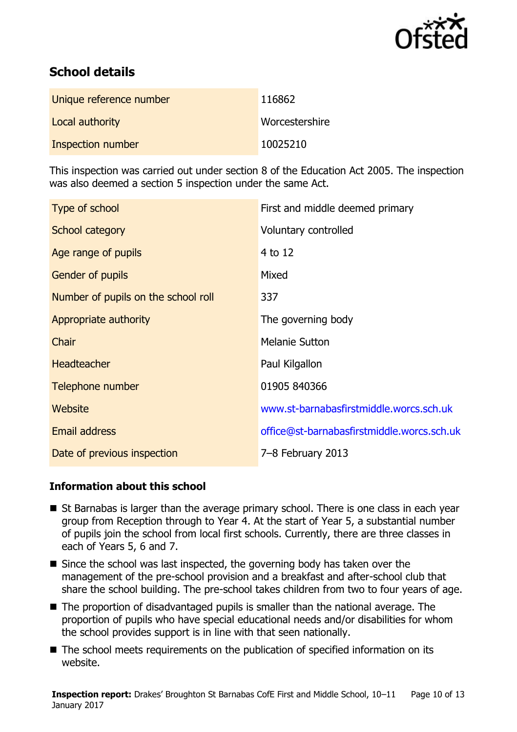## School details

| | |
|---|---|
| Unique reference number | 116862 |
| Local authority | Worcestershire |
| Inspection number | 10025210 |

This inspection was carried out under section 8 of the Education Act 2005. The inspection was also deemed a section 5 inspection under the same Act.

| | |
|---|---|
| Type of school | First and middle deemed primary |
| School category | Voluntary controlled |
| Age range of pupils | 4 to 12 |
| Gender of pupils | Mixed |
| Number of pupils on the school roll | 337 |
| Appropriate authority | The governing body |
| Chair | Melanie Sutton |
| Headteacher | Paul Kilgallon |
| Telephone number | 01905 840366 |
| Website | www.st-barnabasfirstmiddle.worcs.sch.uk |
| Email address | office@st-barnabasfirstmiddle.worcs.sch.uk |
| Date of previous inspection | 7–8 February 2013 |

### Information about this school

- St Barnabas is larger than the average primary school. There is one class in each year group from Reception through to Year 4. At the start of Year 5, a substantial number of pupils join the school from local first schools. Currently, there are three classes in each of Years 5, 6 and 7.
- Since the school was last inspected, the governing body has taken over the management of the pre-school provision and a breakfast and after-school club that share the school building. The pre-school takes children from two to four years of age.
- The proportion of disadvantaged pupils is smaller than the national average. The proportion of pupils who have special educational needs and/or disabilities for whom the school provides support is in line with that seen nationally.
- The school meets requirements on the publication of specified information on its website.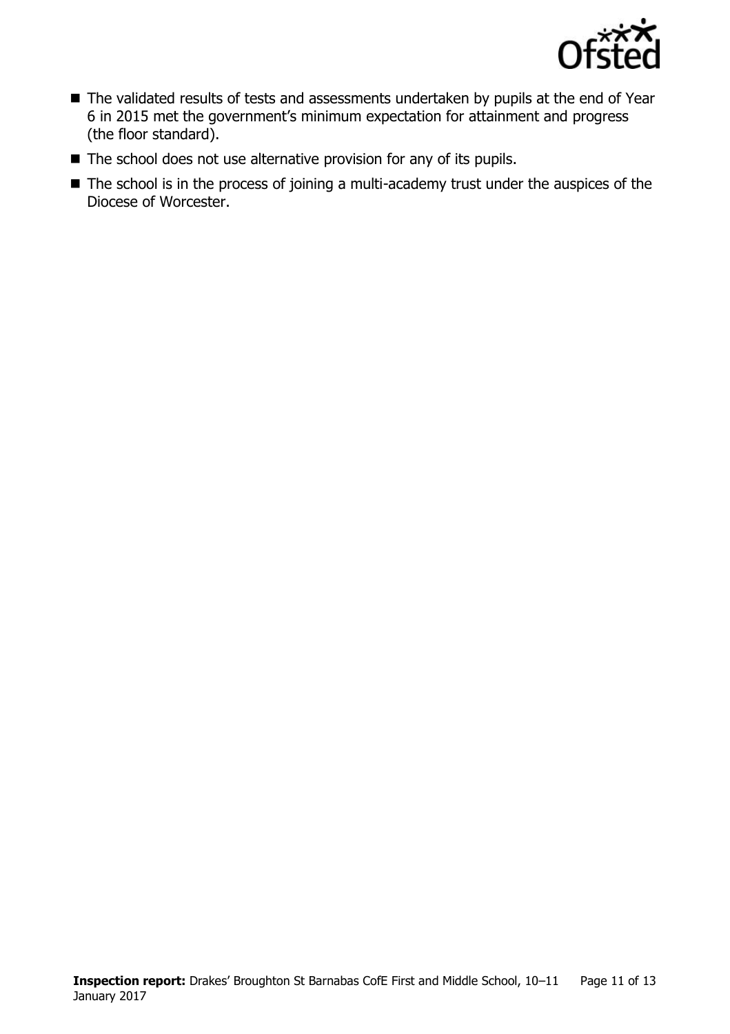- The validated results of tests and assessments undertaken by pupils at the end of Year 6 in 2015 met the government's minimum expectation for attainment and progress (the floor standard).
- The school does not use alternative provision for any of its pupils.
- The school is in the process of joining a multi-academy trust under the auspices of the Diocese of Worcester.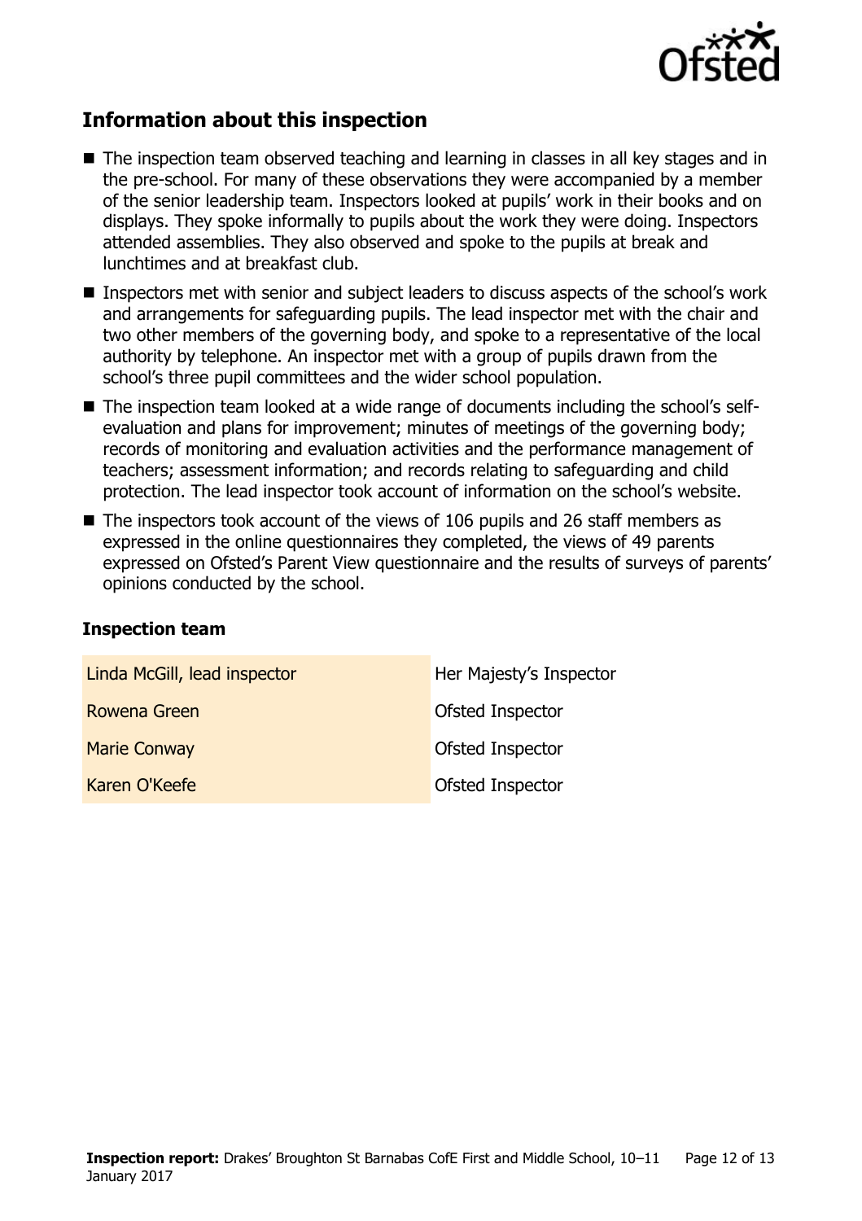## Information about this inspection

- The inspection team observed teaching and learning in classes in all key stages and in the pre-school. For many of these observations they were accompanied by a member of the senior leadership team. Inspectors looked at pupils' work in their books and on displays. They spoke informally to pupils about the work they were doing. Inspectors attended assemblies. They also observed and spoke to the pupils at break and lunchtimes and at breakfast club.
- Inspectors met with senior and subject leaders to discuss aspects of the school's work and arrangements for safeguarding pupils. The lead inspector met with the chair and two other members of the governing body, and spoke to a representative of the local authority by telephone. An inspector met with a group of pupils drawn from the school's three pupil committees and the wider school population.
- The inspection team looked at a wide range of documents including the school's self-evaluation and plans for improvement; minutes of meetings of the governing body; records of monitoring and evaluation activities and the performance management of teachers; assessment information; and records relating to safeguarding and child protection. The lead inspector took account of information on the school's website.
- The inspectors took account of the views of 106 pupils and 26 staff members as expressed in the online questionnaires they completed, the views of 49 parents expressed on Ofsted's Parent View questionnaire and the results of surveys of parents' opinions conducted by the school.

### Inspection team

| | |
|---|---|
| Linda McGill, lead inspector | Her Majesty's Inspector |
| Rowena Green | Ofsted Inspector |
| Marie Conway | Ofsted Inspector |
| Karen O'Keefe | Ofsted Inspector |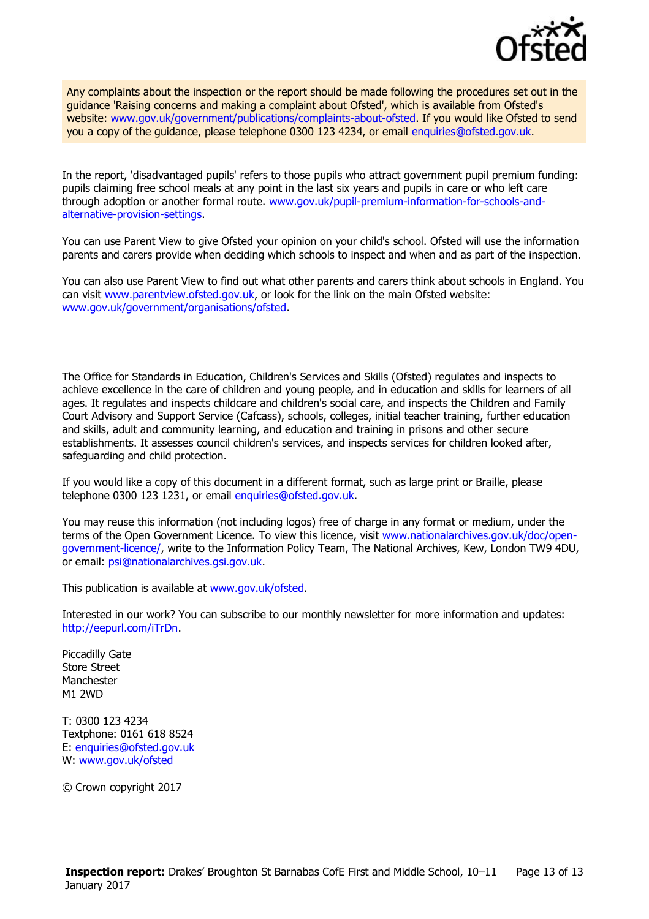Any complaints about the inspection or the report should be made following the procedures set out in the guidance 'Raising concerns and making a complaint about Ofsted', which is available from Ofsted's website: www.gov.uk/government/publications/complaints-about-ofsted. If you would like Ofsted to send you a copy of the guidance, please telephone 0300 123 4234, or email enquiries@ofsted.gov.uk.

In the report, 'disadvantaged pupils' refers to those pupils who attract government pupil premium funding: pupils claiming free school meals at any point in the last six years and pupils in care or who left care through adoption or another formal route. www.gov.uk/pupil-premium-information-for-schools-and-alternative-provision-settings.

You can use Parent View to give Ofsted your opinion on your child's school. Ofsted will use the information parents and carers provide when deciding which schools to inspect and when and as part of the inspection.

You can also use Parent View to find out what other parents and carers think about schools in England. You can visit www.parentview.ofsted.gov.uk, or look for the link on the main Ofsted website: www.gov.uk/government/organisations/ofsted.

The Office for Standards in Education, Children's Services and Skills (Ofsted) regulates and inspects to achieve excellence in the care of children and young people, and in education and skills for learners of all ages. It regulates and inspects childcare and children's social care, and inspects the Children and Family Court Advisory and Support Service (Cafcass), schools, colleges, initial teacher training, further education and skills, adult and community learning, and education and training in prisons and other secure establishments. It assesses council children's services, and inspects services for children looked after, safeguarding and child protection.

If you would like a copy of this document in a different format, such as large print or Braille, please telephone 0300 123 1231, or email enquiries@ofsted.gov.uk.

You may reuse this information (not including logos) free of charge in any format or medium, under the terms of the Open Government Licence. To view this licence, visit www.nationalarchives.gov.uk/doc/open-government-licence/, write to the Information Policy Team, The National Archives, Kew, London TW9 4DU, or email: psi@nationalarchives.gsi.gov.uk.

This publication is available at www.gov.uk/ofsted.

Interested in our work? You can subscribe to our monthly newsletter for more information and updates: http://eepurl.com/iTrDn.

Piccadilly Gate
Store Street
Manchester
M1 2WD

T: 0300 123 4234
Textphone: 0161 618 8524
E: enquiries@ofsted.gov.uk
W: www.gov.uk/ofsted

© Crown copyright 2017